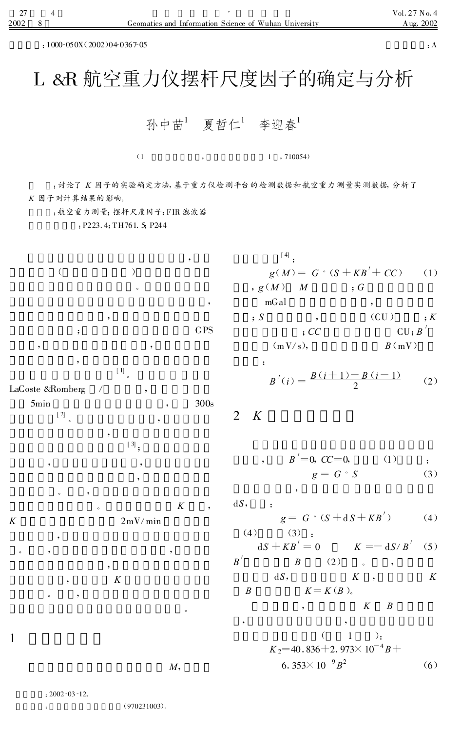：1000-050X(2002)04-0367-05

：A

# L &R 航空重力仪摆杆尺度因子的确定与分析

孙中苗[1] 夏哲仁[1] 李迎春[1]

（1 ，1 ，710054）

：讨论了 $K$ 因子的实验确定方法，基于重力仪检测平台的检测数据和航空重力测量实测数据，分析了 $K$ 因子对计算结果的影响。

：航空重力测量；摆杆尺度因子；FIR 滤波器

：P223.4；TH761.5；P244

，（ ）。 ， ， ； GPS ， ， ， [1]。 LaCoste &Romberg / ， 5min ， 300s [2]。 ， ， [3]； ， ， ， 。 ， 。 $K$ ， $K$ 2mV/min ， 。 ， ， ， ， $K$ 。 ， 。

## 1

$M$， [4]：

$$g(M) = G \cdot (S + KB' + CC) \tag{1}$$

，$g(M)$ $M$ ；$G$ mGal ， ；$S$ ， （CU） ；$K$ ；$CC$ CU；$B'$ （mV/s）， $B$（mV） ：

$$B'(i) = \frac{B(i+1) - B(i-1)}{2} \tag{2}$$

## 2 K

， $B'=0$，$CC=0$， (1) ：

$$g = G \cdot S \tag{3}$$

， $\mathrm{d}S$， ：

$$g = G \cdot (S + \mathrm{d}S + KB') \tag{4}$$

(4) (3) ：

$$\mathrm{d}S + KB' = 0 \qquad K = -\mathrm{d}S/B' \tag{5}$$

$B'$ $B$ (2) 。 ， $\mathrm{d}S$， $K$ ， $K$ $B$ $K = K(B)$。

， $K$ $B$ ， ， （ 1 ）：

$$K_2 = 40.836 + 2.973 \times 10^{-4} B + 6.353 \times 10^{-9} B^2 \tag{6}$$

---

：2002-03-12。

：（970231003）。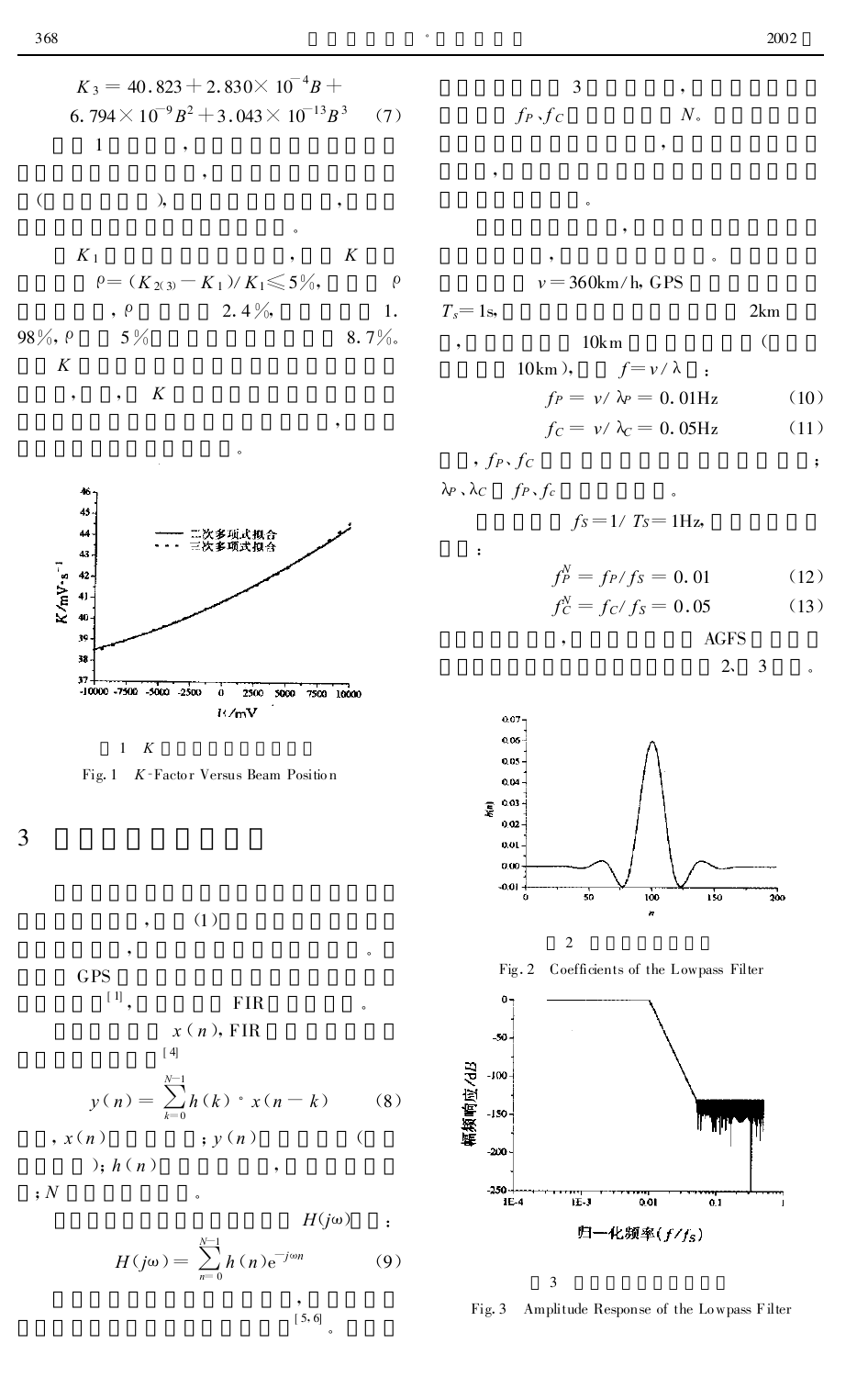$$K_3 = 40.823 + 2.830 \times 10^{-4} B + 6.794 \times 10^{-9} B^2 + 3.043 \times 10^{-13} B^3 \quad (7)$$

1 ，

，

（ ）， ， ，

。

$K_1$ ， $K$

$\rho = (K_{2(3)} - K_1)/K_1 \leqslant 5\%$， $\rho$

， $\rho$ 2.4%， 1.98%，$\rho$ 5% 8.7%。

$K$

，，， $K$

，

。

图 1 $K$

Fig. 1 K-Factor Versus Beam Position

## 3

， (1)

， 。

GPS

[1]， FIR 。

$x(n)$，FIR

[4]

$$y(n) = \sum_{k=0}^{N-1} h(k) \cdot x(n-k) \quad (8)$$

，$x(n)$ ；$y(n)$ （ ）；$h(n)$ ， ；$N$ 。

$H(j\omega)$ ：

$$H(j\omega) = \sum_{n=0}^{N-1} h(n) e^{-j\omega n} \quad (9)$$

，

[5,6]。

3 ，

$f_P$、$f_C$ $N$。

，

，

。

，

， 。

$v = 360\text{km/h}$，GPS

$T_s = 1\text{s}$， 2km

， 10km （

10km）， $f = v/\lambda$ ：

$$f_P = v/\lambda_P = 0.01\text{Hz} \quad (10)$$

$$f_C = v/\lambda_C = 0.05\text{Hz} \quad (11)$$

，$f_P$、$f_C$ ；

$\lambda_P$、$\lambda_C$ $f_P$、$f_c$ 。

$f_S = 1/T_S = 1\text{Hz}$，

：

$$f_P^N = f_P/f_S = 0.01 \quad (12)$$

$$f_C^N = f_C/f_S = 0.05 \quad (13)$$

， AGFS

2、 3 。

图 2

Fig. 2 Coefficients of the Lowpass Filter

图 3

Fig. 3 Amplitude Response of the Lowpass Filter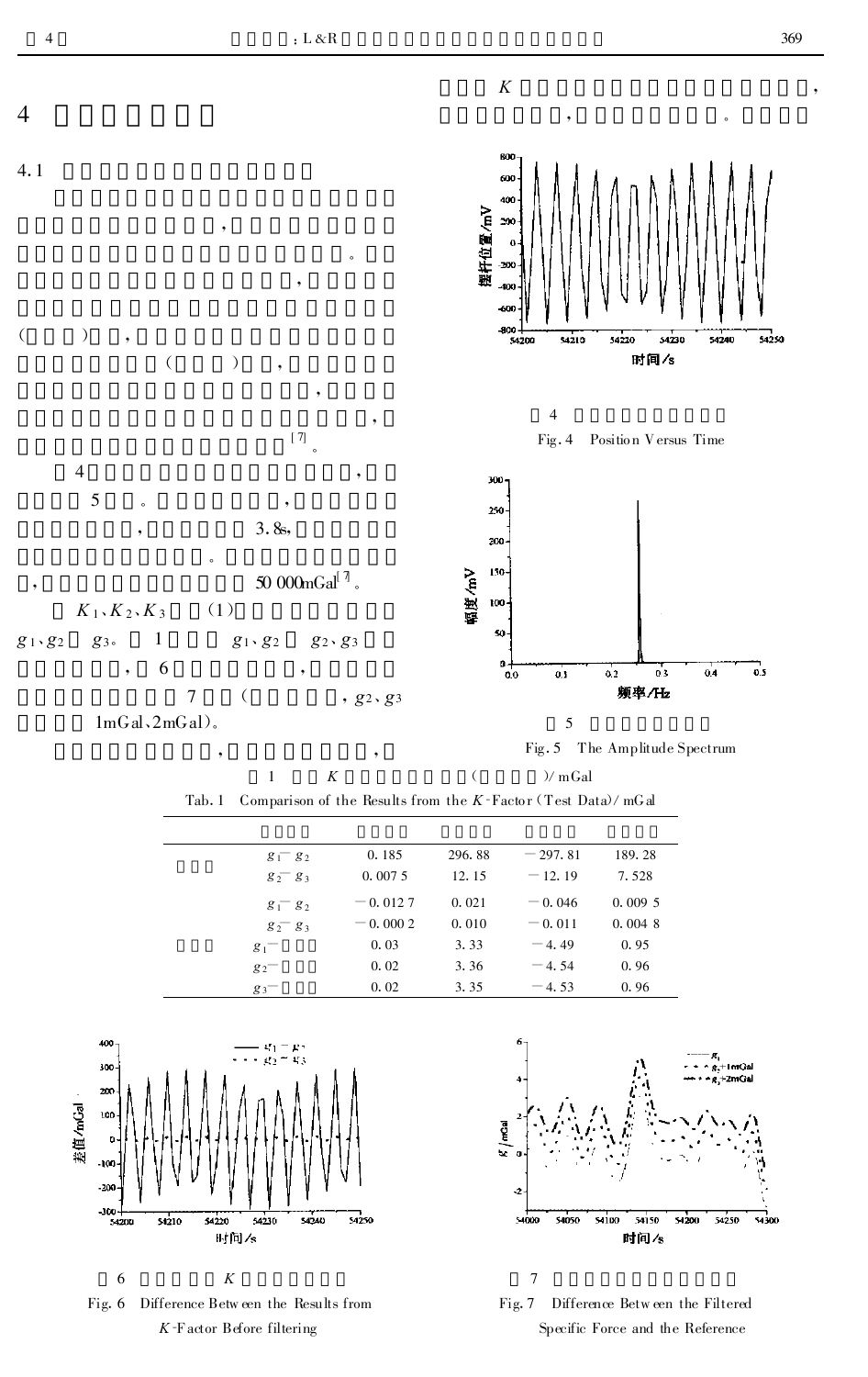## 4

### 4.1

( ) ， ( ) ， [7]。

4 ， 5 。 ， ， 3.8s， 。 ， 50 000mGal[7]。

$K_1$、$K_2$、$K_3$ (1) $g_1$、$g_2$ $g_3$。 1 $g_1$、$g_2$ $g_2$、$g_3$ ， 6 ， 7 ( ， $g_2$、$g_3$ 1mGal、2mGal)。

， ， $K$ ， ， 。

4

Fig. 4 Position Versus Time

5

Fig. 5 The Amplitude Spectrum

1 $K$ ( )/ mGal

Tab. 1 Comparison of the Results from the $K$-Factor (Test Data)/ mGal

| | | | | | |
|---|---|---|---|---|---|
| | $g_1-g_2$ | 0.185 | 296.88 | −297.81 | 189.28 |
| | $g_2-g_3$ | 0.007 5 | 12.15 | −12.19 | 7.528 |
| | $g_1-g_2$ | −0.012 7 | 0.021 | −0.046 | 0.009 5 |
| | $g_2-g_3$ | −0.000 2 | 0.010 | −0.011 | 0.004 8 |
| | $g_1-$ | 0.03 | 3.33 | −4.49 | 0.95 |
| | $g_2-$ | 0.02 | 3.36 | −4.54 | 0.96 |
| | $g_3-$ | 0.02 | 3.35 | −4.53 | 0.96 |

6 $K$

Fig. 6 Difference Between the Results from $K$-Factor Before filtering

7

Fig. 7 Difference Between the Filtered Specific Force and the Reference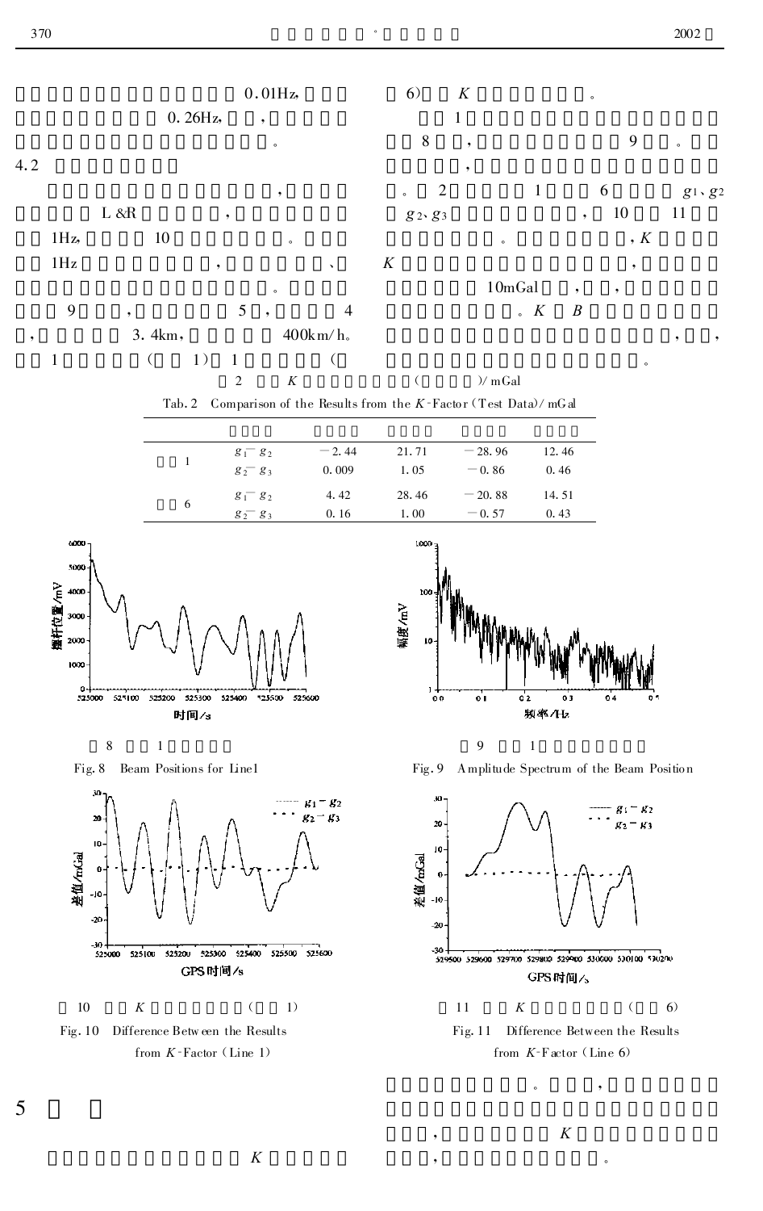0.01Hz,

0.26Hz, ,

。

4.2

,

L &R ,

1Hz, 10 。

1Hz , 、

。

9 , 5 , 4

, 3.4km, 400km/h。

1 ( 1) 1 (

6) $K$ 。

1

8 , 9 。

,

。 2 1 6 $g_1$、$g_2$

$g_2$、$g_3$ , 10 11

。 , $K$

$K$ ,

10mGal , , ,

。$K$ $B$

, ,

。

2 $K$ ( )/mGal

Tab.2 Comparison of the Results from the $K$-Factor (Test Data)/mGal

| | | | | | |
|---|---|---|---|---|---|
| 1 | $g_1-g_2$ | −2.44 | 21.71 | −28.96 | 12.46 |
| | $g_2-g_3$ | 0.009 | 1.05 | −0.86 | 0.46 |
| 6 | $g_1-g_2$ | 4.42 | 28.46 | −20.88 | 14.51 |
| | $g_2-g_3$ | 0.16 | 1.00 | −0.57 | 0.43 |

8 1

Fig.8 Beam Positions for Line1

9 1

Fig.9 Amplitude Spectrum of the Beam Position

10 $K$ ( 1)

Fig.10 Difference Between the Results from $K$-Factor (Line 1)

11 $K$ ( 6)

Fig.11 Difference Between the Results from $K$-Factor (Line 6)

## 5

$K$

。 ,

, $K$

, 。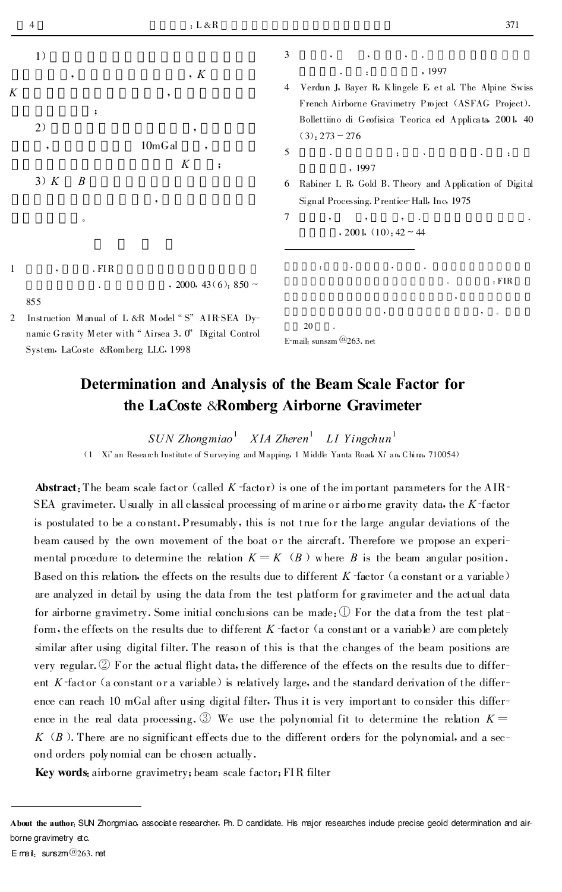1)

，，$K$

$K$，

；

2)，

，10mGal，

$K$；

3) $K$ $B$

，

。

1 ，.FIR

.，2000，43(6)：850～855

2 Instruction Manual of L&R Model "S" AIR-SEA Dynamic Gravity Meter with "Airsea 3.0" Digital Control System，LaCoste &Romberg LLC，1998

3 ，，，.

.：，1997

4 Verdun J，Bayer R，Klingele E，et al. The Alpine Swiss French Airborne Gravimetry Project (ASFAG Project). Bollettiino di Geofisica Teorica ed Applicata，2001，40 (3)：273～276

5 .：、.：

，1997

6 Rabiner L R，Gold B. Theory and Application of Digital Signal Processing. Prentice-Hall，Inc，1975

7 ，，，.

.，2001，(10)：42～44

：，，。

。：FIR

，

，，。

20。

E-mail：sunszm@263.net

# Determination and Analysis of the Beam Scale Factor for the LaCoste &Romberg Airborne Gravimeter

*SUN Zhongmiao*[1] *XIA Zheren*[1] *LI Yingchun*[1]

(1 Xi'an Research Institute of Surveying and Mapping，1 Middle Yanta Road，Xi'an，China，710054)

**Abstract**：The beam scale factor (called $K$-factor) is one of the important parameters for the AIR-SEA gravimeter. Usually in all classical processing of marine or airborne gravity data，the $K$-factor is postulated to be a constant. Presumably，this is not true for the large angular deviations of the beam caused by the own movement of the boat or the aircraft. Therefore we propose an experimental procedure to determine the relation $K=K(B)$ where $B$ is the beam angular position. Based on this relation，the effects on the results due to different $K$-factor (a constant or a variable) are analyzed in detail by using the data from the test platform for gravimeter and the actual data for airborne gravimetry. Some initial conclusions can be made：① For the data from the test platform，the effects on the results due to different $K$-factor (a constant or a variable) are completely similar after using digital filter. The reason of this is that the changes of the beam positions are very regular. ② For the actual flight data，the difference of the effects on the results due to different $K$-factor (a constant or a variable) is relatively large，and the standard derivation of the difference can reach 10 mGal after using digital filter，Thus it is very important to consider this difference in the real data processing. ③ We use the polynomial fit to determine the relation $K=K(B)$. There are no significant effects due to the different orders for the polynomial，and a second orders polynomial can be chosen actually.

**Key words**：airborne gravimetry；beam scale factor；FIR filter

**About the author**：SUN Zhongmiao，associate researcher，Ph. D candidate. His major researches include precise geoid determination and airborne gravimetry etc.

E-mail：sunszm@263.net